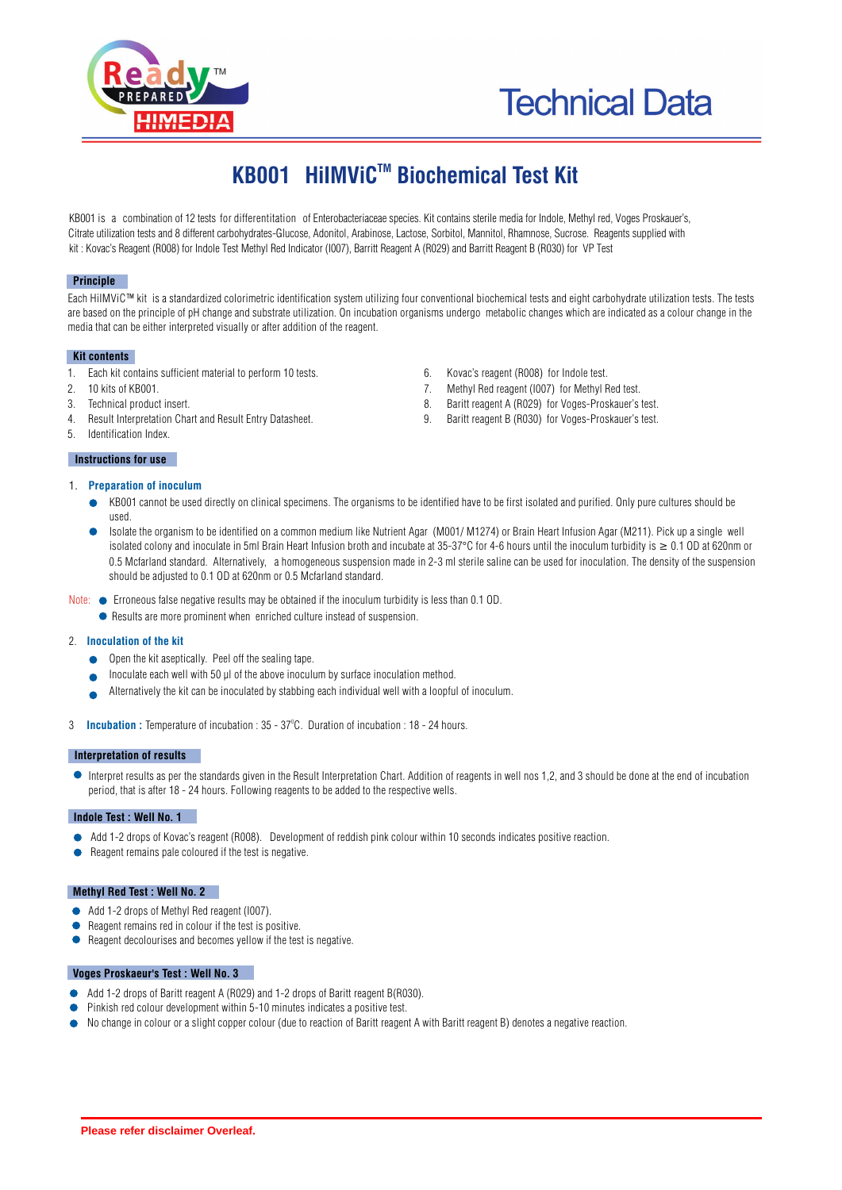Technical Data

# KB001 HiIMViC™ Biochemical Test Kit

KB001 is a combination of 12 tests for differentitation of Enterobacteriaceae species. Kit contains sterile media for Indole, Methyl red, Voges Proskauer's, Citrate utilization tests and 8 different carbohydrates-Glucose, Adonitol, Arabinose, Lactose, Sorbitol, Mannitol, Rhamnose, Sucrose. Reagents supplied with kit : Kovac's Reagent (R008) for Indole Test Methyl Red Indicator (I007), Barritt Reagent A (R029) and Barritt Reagent B (R030) for VP Test

## Principle

Each HiIMViC™ kit is a standardized colorimetric identification system utilizing four conventional biochemical tests and eight carbohydrate utilization tests. The tests are based on the principle of pH change and substrate utilization. On incubation organisms undergo metabolic changes which are indicated as a colour change in the media that can be either interpreted visually or after addition of the reagent.

## Kit contents

1. Each kit contains sufficient material to perform 10 tests.
2. 10 kits of KB001.
3. Technical product insert.
4. Result Interpretation Chart and Result Entry Datasheet.
5. Identification Index.
6. Kovac's reagent (R008) for Indole test.
7. Methyl Red reagent (I007) for Methyl Red test.
8. Baritt reagent A (R029) for Voges-Proskauer's test.
9. Baritt reagent B (R030) for Voges-Proskauer's test.

## Instructions for use

1. **Preparation of inoculum**
   - KB001 cannot be used directly on clinical specimens. The organisms to be identified have to be first isolated and purified. Only pure cultures should be used.
   - Isolate the organism to be identified on a common medium like Nutrient Agar (M001/ M1274) or Brain Heart Infusion Agar (M211). Pick up a single well isolated colony and inoculate in 5ml Brain Heart Infusion broth and incubate at 35-37°C for 4-6 hours until the inoculum turbidity is ≥ 0.1 OD at 620nm or 0.5 Mcfarland standard. Alternatively, a homogeneous suspension made in 2-3 ml sterile saline can be used for inoculation. The density of the suspension should be adjusted to 0.1 OD at 620nm or 0.5 Mcfarland standard.

Note:
- Erroneous false negative results may be obtained if the inoculum turbidity is less than 0.1 OD.
- Results are more prominent when enriched culture instead of suspension.

2. **Inoculation of the kit**
   - Open the kit aseptically. Peel off the sealing tape.
   - Inoculate each well with 50 µl of the above inoculum by surface inoculation method.
   - Alternatively the kit can be inoculated by stabbing each individual well with a loopful of inoculum.

3. **Incubation :** Temperature of incubation : 35 - 37°C. Duration of incubation : 18 - 24 hours.

## Interpretation of results

- Interpret results as per the standards given in the Result Interpretation Chart. Addition of reagents in well nos 1,2, and 3 should be done at the end of incubation period, that is after 18 - 24 hours. Following reagents to be added to the respective wells.

### Indole Test : Well No. 1

- Add 1-2 drops of Kovac's reagent (R008). Development of reddish pink colour within 10 seconds indicates positive reaction.
- Reagent remains pale coloured if the test is negative.

### Methyl Red Test : Well No. 2

- Add 1-2 drops of Methyl Red reagent (I007).
- Reagent remains red in colour if the test is positive.
- Reagent decolourises and becomes yellow if the test is negative.

### Voges Proskaeur's Test : Well No. 3

- Add 1-2 drops of Baritt reagent A (R029) and 1-2 drops of Baritt reagent B(R030).
- Pinkish red colour development within 5-10 minutes indicates a positive test.
- No change in colour or a slight copper colour (due to reaction of Barritt reagent A with Barritt reagent B) denotes a negative reaction.

Please refer disclaimer Overleaf.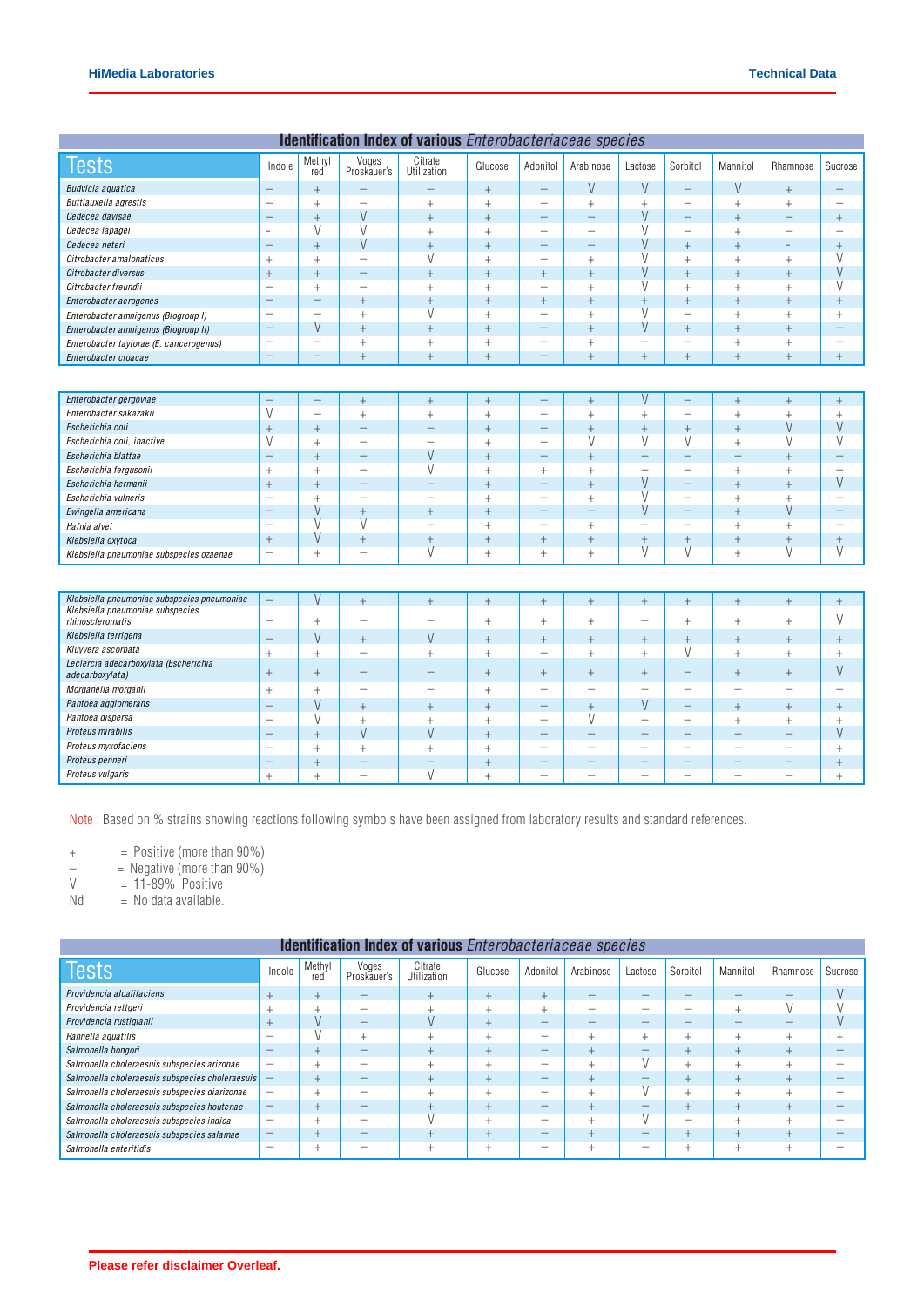## Identification Index of various *Enterobacteriaceae species*

| Tests | Indole | Methyl red | Voges Proskauer's | Citrate Utilization | Glucose | Adonitol | Arabinose | Lactose | Sorbitol | Mannitol | Rhamnose | Sucrose |
|---|---|---|---|---|---|---|---|---|---|---|---|---|
| *Budvicia aquatica* | – | + | – | – | + | – | V | V | – | V | + | – |
| *Buttiauxella agrestis* | – | + | – | + | + | – | + | + | – | + | + | – |
| *Cedecea davisae* | – | + | V | + | + | – | – | V | – | + | – | + |
| *Cedecea lapagei* | - | V | V | + | + | – | – | V | – | + | – | – |
| *Cedecea neteri* | – | + | V | + | + | – | – | V | + | + | - | + |
| *Citrobacter amalonaticus* | + | + | – | V | + | – | + | V | + | + | + | V |
| *Citrobacter diversus* | + | + | – | + | + | + | + | V | + | + | + | V |
| *Citrobacter freundii* | – | + | – | + | + | – | + | V | + | + | + | V |
| *Enterobacter aerogenes* | – | – | + | + | + | + | + | + | + | + | + | + |
| *Enterobacter amnigenus (Biogroup I)* | – | – | + | V | + | – | + | V | – | + | + | + |
| *Enterobacter amnigenus (Biogroup II)* | – | V | + | + | + | – | + | V | + | + | + | – |
| *Enterobacter taylorae (E. cancerogenus)* | – | – | + | + | + | – | + | – | – | + | + | – |
| *Enterobacter cloacae* | – | – | + | + | + | – | + | + | + | + | + | + |
| *Enterobacter gergoviae* | – | – | + | + | + | – | + | V | – | + | + | + |
| *Enterobacter sakazakii* | V | – | + | + | + | – | + | + | – | + | + | + |
| *Escherichia coli* | + | + | – | – | + | – | + | + | + | + | V | V |
| *Escherichia coli, inactive* | V | + | – | – | + | – | V | V | V | + | V | V |
| *Escherichia blattae* | – | + | – | V | + | – | + | – | – | – | + | – |
| *Escherichia fergusonii* | + | + | – | V | + | + | + | – | – | + | + | – |
| *Escherichia hermanii* | + | + | – | – | + | – | + | V | – | + | + | V |
| *Escherichia vulneris* | – | + | – | – | + | – | + | V | – | + | + | – |
| *Ewingella americana* | – | V | + | + | + | – | – | V | – | + | V | – |
| *Hafnia alvei* | – | V | V | – | + | – | + | – | – | + | + | – |
| *Klebsiella oxytoca* | + | V | + | + | + | + | + | + | + | + | + | + |
| *Klebsiella pneumoniae subspecies ozaenae* | – | + | – | V | + | + | + | V | V | + | V | V |
| *Klebsiella pneumoniae subspecies pneumoniae* | – | V | + | + | + | + | + | + | + | + | + | + |
| *Klebsiella pneumoniae subspecies rhinoscleromatis* | – | + | – | – | + | + | + | – | + | + | + | V |
| *Klebsiella terrigena* | – | V | + | V | + | + | + | + | + | + | + | + |
| *Kluyvera ascorbata* | + | + | – | + | + | – | + | + | V | + | + | + |
| *Leclercia adecarboxylata (Escherichia adecarboxylata)* | + | + | – | – | + | + | + | + | – | + | + | V |
| *Morganella morganii* | + | + | – | – | + | – | – | – | – | – | – | – |
| *Pantoea agglomerans* | – | V | + | + | + | – | + | V | – | + | + | + |
| *Pantoea dispersa* | – | V | + | + | + | – | V | – | – | + | + | + |
| *Proteus mirabilis* | – | + | V | V | + | – | – | – | – | – | – | V |
| *Proteus myxofaciens* | – | + | + | + | + | – | – | – | – | – | – | + |
| *Proteus penneri* | – | + | – | – | + | – | – | – | – | – | – | + |
| *Proteus vulgaris* | + | + | – | V | + | – | – | – | – | – | – | + |

Note : Based on % strains showing reactions following symbols have been assigned from laboratory results and standard references.

+ = Positive (more than 90%)
– = Negative (more than 90%)
V = 11-89% Positive
Nd = No data available.

## Identification Index of various *Enterobacteriaceae species*

| Tests | Indole | Methyl red | Voges Proskauer's | Citrate Utilization | Glucose | Adonitol | Arabinose | Lactose | Sorbitol | Mannitol | Rhamnose | Sucrose |
|---|---|---|---|---|---|---|---|---|---|---|---|---|
| *Providencia alcalifaciens* | + | + | – | + | + | + | – | – | – | – | – | V |
| *Providencia rettgeri* | + | + | – | + | + | + | – | – | – | + | V | V |
| *Providencia rustigianii* | + | V | – | V | + | – | – | – | – | – | – | V |
| *Rahnella aquatilis* | – | V | + | + | + | – | + | + | + | + | + | + |
| *Salmonella bongori* | – | + | – | + | + | – | + | – | + | + | + | – |
| *Salmonella choleraesuis subspecies arizonae* | – | + | – | + | + | – | + | V | + | + | + | – |
| *Salmonella choleraesuis subspecies choleraesuis* | – | + | – | + | + | – | + | – | + | + | + | – |
| *Salmonella choleraesuis subspecies diarizonae* | – | + | – | + | + | – | + | V | + | + | + | – |
| *Salmonella choleraesuis subspecies houtenae* | – | + | – | + | + | – | + | – | + | + | + | – |
| *Salmonella choleraesuis subspecies indica* | – | + | – | V | + | – | + | V | – | + | + | – |
| *Salmonella choleraesuis subspecies salamae* | – | + | – | + | + | – | + | – | + | + | + | – |
| *Salmonella enteritidis* | – | + | – | + | + | – | + | – | + | + | + | – |

**Please refer disclaimer Overleaf.**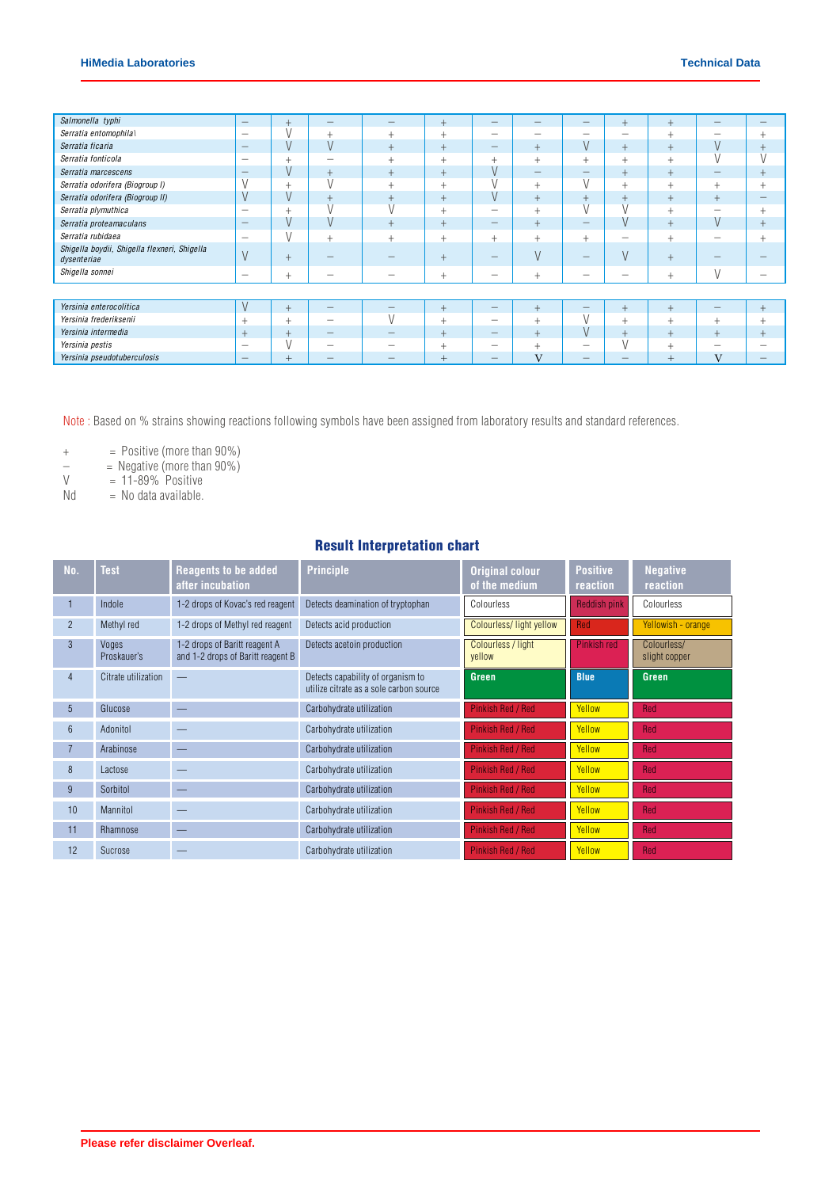| | | | | | | | | | | | | |
|---|---|---|---|---|---|---|---|---|---|---|---|---|
| *Salmonella typhi* | – | + | – | – | + | – | – | – | + | + | – | – |
| *Serratia entomophila* | – | V | + | + | + | – | – | – | – | + | – | + |
| *Serratia ficaria* | – | V | V | + | + | – | + | V | + | + | V | + |
| *Serratia fonticola* | – | + | – | + | + | + | + | + | + | + | V | V |
| *Serratia marcescens* | – | V | + | + | + | V | – | – | + | + | – | + |
| *Serratia odorifera (Biogroup I)* | V | + | V | + | + | V | + | V | + | + | + | + |
| *Serratia odorifera (Biogroup II)* | V | V | + | + | + | V | + | + | + | + | + | – |
| *Serratia plymuthica* | – | + | V | V | + | – | + | V | V | + | – | + |
| *Serratia proteamaculans* | – | V | V | + | + | – | + | – | V | + | V | + |
| *Serratia rubidaea* | – | V | + | + | + | + | + | + | – | + | – | + |
| *Shigella boydii, Shigella flexneri, Shigella dysenteriae* | V | + | – | – | + | – | V | – | V | + | – | – |
| *Shigella sonnei* | – | + | – | – | + | – | + | – | – | + | V | – |

| | | | | | | | | | | | | |
|---|---|---|---|---|---|---|---|---|---|---|---|---|
| *Yersinia enterocolitica* | V | + | – | – | + | – | + | – | + | + | – | + |
| *Yersinia frederiksenii* | + | + | – | V | + | – | + | V | + | + | + | + |
| *Yersinia intermedia* | + | + | – | – | + | – | + | V | + | + | + | + |
| *Yersinia pestis* | – | V | – | – | + | – | + | – | V | + | – | – |
| *Yersinia pseudotuberculosis* | – | + | – | – | + | – | V | – | – | + | V | – |

Note : Based on % strains showing reactions following symbols have been assigned from laboratory results and standard references.

+ = Positive (more than 90%)
– = Negative (more than 90%)
V = 11-89% Positive
Nd = No data available.

## Result Interpretation chart

| No. | Test | Reagents to be added after incubation | Principle | Original colour of the medium | Positive reaction | Negative reaction |
|---|---|---|---|---|---|---|
| 1 | Indole | 1-2 drops of Kovac's red reagent | Detects deamination of tryptophan | Colourless | Reddish pink | Colourless |
| 2 | Methyl red | 1-2 drops of Methyl red reagent | Detects acid production | Colourless/ light yellow | Red | Yellowish - orange |
| 3 | Voges Proskauer's | 1-2 drops of Baritt reagent A and 1-2 drops of Baritt reagent B | Detects acetoin production | Colourless / light yellow | Pinkish red | Colourless/ slight copper |
| 4 | Citrate utilization | — | Detects capability of organism to utilize citrate as a sole carbon source | Green | Blue | Green |
| 5 | Glucose | — | Carbohydrate utilization | Pinkish Red / Red | Yellow | Red |
| 6 | Adonitol | — | Carbohydrate utilization | Pinkish Red / Red | Yellow | Red |
| 7 | Arabinose | — | Carbohydrate utilization | Pinkish Red / Red | Yellow | Red |
| 8 | Lactose | — | Carbohydrate utilization | Pinkish Red / Red | Yellow | Red |
| 9 | Sorbitol | — | Carbohydrate utilization | Pinkish Red / Red | Yellow | Red |
| 10 | Mannitol | — | Carbohydrate utilization | Pinkish Red / Red | Yellow | Red |
| 11 | Rhamnose | — | Carbohydrate utilization | Pinkish Red / Red | Yellow | Red |
| 12 | Sucrose | — | Carbohydrate utilization | Pinkish Red / Red | Yellow | Red |

Please refer disclaimer Overleaf.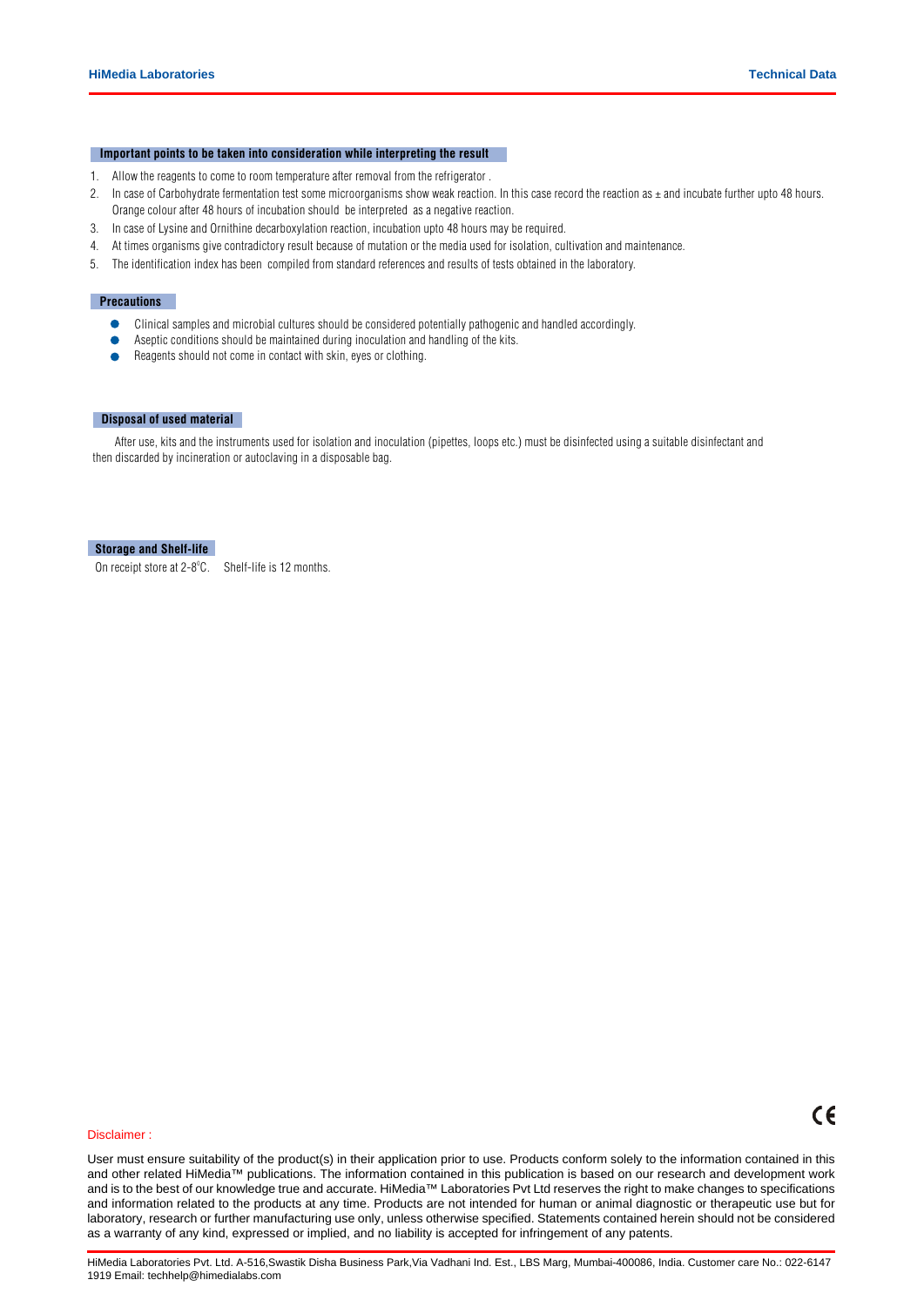## Important points to be taken into consideration while interpreting the result

1. Allow the reagents to come to room temperature after removal from the refrigerator .
2. In case of Carbohydrate fermentation test some microorganisms show weak reaction. In this case record the reaction as ± and incubate further upto 48 hours. Orange colour after 48 hours of incubation should be interpreted as a negative reaction.
3. In case of Lysine and Ornithine decarboxylation reaction, incubation upto 48 hours may be required.
4. At times organisms give contradictory result because of mutation or the media used for isolation, cultivation and maintenance.
5. The identification index has been compiled from standard references and results of tests obtained in the laboratory.

## Precautions

- Clinical samples and microbial cultures should be considered potentially pathogenic and handled accordingly.
- Aseptic conditions should be maintained during inoculation and handling of the kits.
- Reagents should not come in contact with skin, eyes or clothing.

## Disposal of used material

After use, kits and the instruments used for isolation and inoculation (pipettes, loops etc.) must be disinfected using a suitable disinfectant and then discarded by incineration or autoclaving in a disposable bag.

## Storage and Shelf-life

On receipt store at 2-8°C. Shelf-life is 12 months.

CE

Disclaimer :

User must ensure suitability of the product(s) in their application prior to use. Products conform solely to the information contained in this and other related HiMedia™ publications. The information contained in this publication is based on our research and development work and is to the best of our knowledge true and accurate. HiMedia™ Laboratories Pvt Ltd reserves the right to make changes to specifications and information related to the products at any time. Products are not intended for human or animal diagnostic or therapeutic use but for laboratory, research or further manufacturing use only, unless otherwise specified. Statements contained herein should not be considered as a warranty of any kind, expressed or implied, and no liability is accepted for infringement of any patents.

HiMedia Laboratories Pvt. Ltd. A-516,Swastik Disha Business Park,Via Vadhani Ind. Est., LBS Marg, Mumbai-400086, India. Customer care No.: 022-6147 1919 Email: techhelp@himedialabs.com